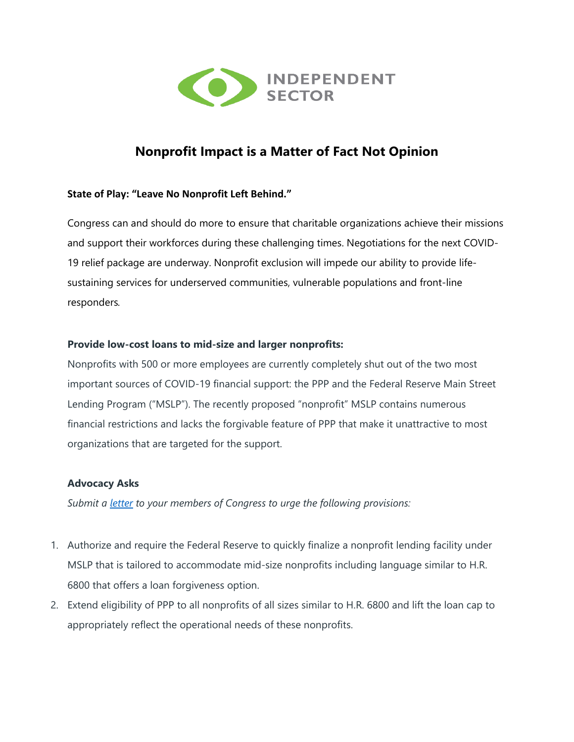INDEPENDENT SECTOR

# Nonprofit Impact is a Matter of Fact Not Opinion

**State of Play: "Leave No Nonprofit Left Behind."**

Congress can and should do more to ensure that charitable organizations achieve their missions and support their workforces during these challenging times. Negotiations for the next COVID-19 relief package are underway. Nonprofit exclusion will impede our ability to provide life-sustaining services for underserved communities, vulnerable populations and front-line responders.

**Provide low-cost loans to mid-size and larger nonprofits:**

Nonprofits with 500 or more employees are currently completely shut out of the two most important sources of COVID-19 financial support: the PPP and the Federal Reserve Main Street Lending Program ("MSLP"). The recently proposed "nonprofit" MSLP contains numerous financial restrictions and lacks the forgivable feature of PPP that make it unattractive to most organizations that are targeted for the support.

**Advocacy Asks**

*Submit a letter to your members of Congress to urge the following provisions:*

1. Authorize and require the Federal Reserve to quickly finalize a nonprofit lending facility under MSLP that is tailored to accommodate mid-size nonprofits including language similar to H.R. 6800 that offers a loan forgiveness option.
2. Extend eligibility of PPP to all nonprofits of all sizes similar to H.R. 6800 and lift the loan cap to appropriately reflect the operational needs of these nonprofits.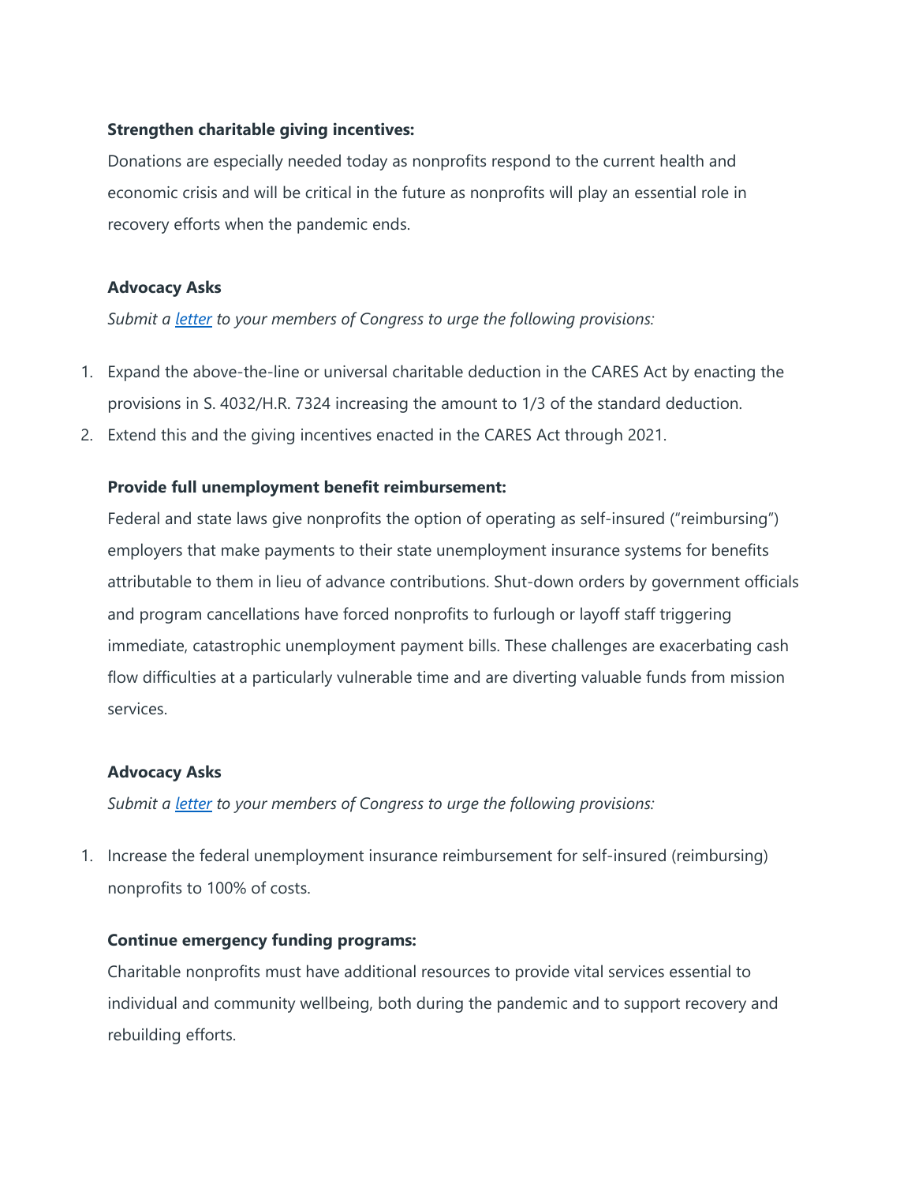**Strengthen charitable giving incentives:**

Donations are especially needed today as nonprofits respond to the current health and economic crisis and will be critical in the future as nonprofits will play an essential role in recovery efforts when the pandemic ends.

**Advocacy Asks**

*Submit a letter to your members of Congress to urge the following provisions:*

1. Expand the above-the-line or universal charitable deduction in the CARES Act by enacting the provisions in S. 4032/H.R. 7324 increasing the amount to 1/3 of the standard deduction.
2. Extend this and the giving incentives enacted in the CARES Act through 2021.

**Provide full unemployment benefit reimbursement:**

Federal and state laws give nonprofits the option of operating as self-insured ("reimbursing") employers that make payments to their state unemployment insurance systems for benefits attributable to them in lieu of advance contributions. Shut-down orders by government officials and program cancellations have forced nonprofits to furlough or layoff staff triggering immediate, catastrophic unemployment payment bills. These challenges are exacerbating cash flow difficulties at a particularly vulnerable time and are diverting valuable funds from mission services.

**Advocacy Asks**

*Submit a letter to your members of Congress to urge the following provisions:*

1. Increase the federal unemployment insurance reimbursement for self-insured (reimbursing) nonprofits to 100% of costs.

**Continue emergency funding programs:**

Charitable nonprofits must have additional resources to provide vital services essential to individual and community wellbeing, both during the pandemic and to support recovery and rebuilding efforts.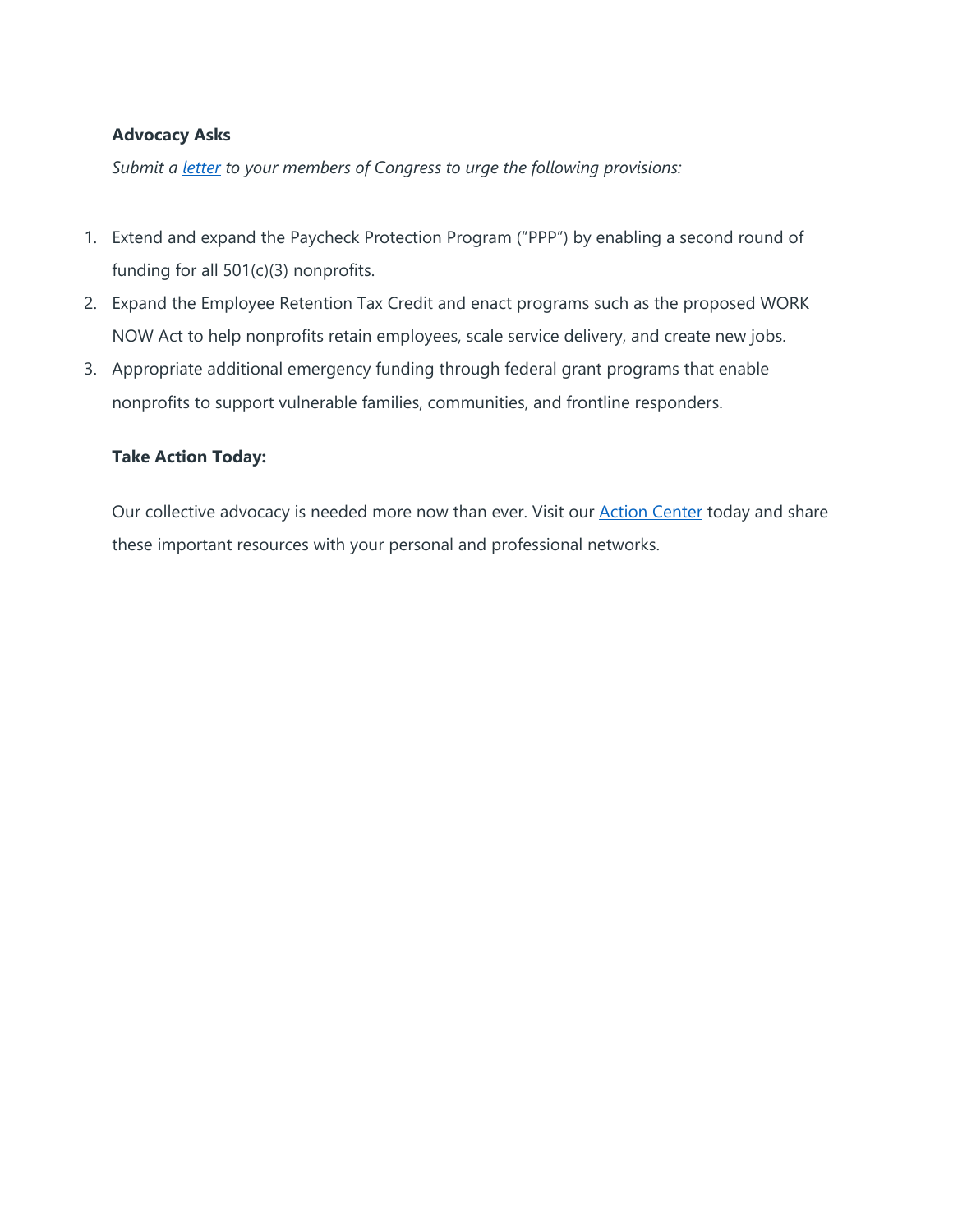**Advocacy Asks**

*Submit a letter to your members of Congress to urge the following provisions:*

1. Extend and expand the Paycheck Protection Program ("PPP") by enabling a second round of funding for all 501(c)(3) nonprofits.
2. Expand the Employee Retention Tax Credit and enact programs such as the proposed WORK NOW Act to help nonprofits retain employees, scale service delivery, and create new jobs.
3. Appropriate additional emergency funding through federal grant programs that enable nonprofits to support vulnerable families, communities, and frontline responders.

**Take Action Today:**

Our collective advocacy is needed more now than ever. Visit our Action Center today and share these important resources with your personal and professional networks.